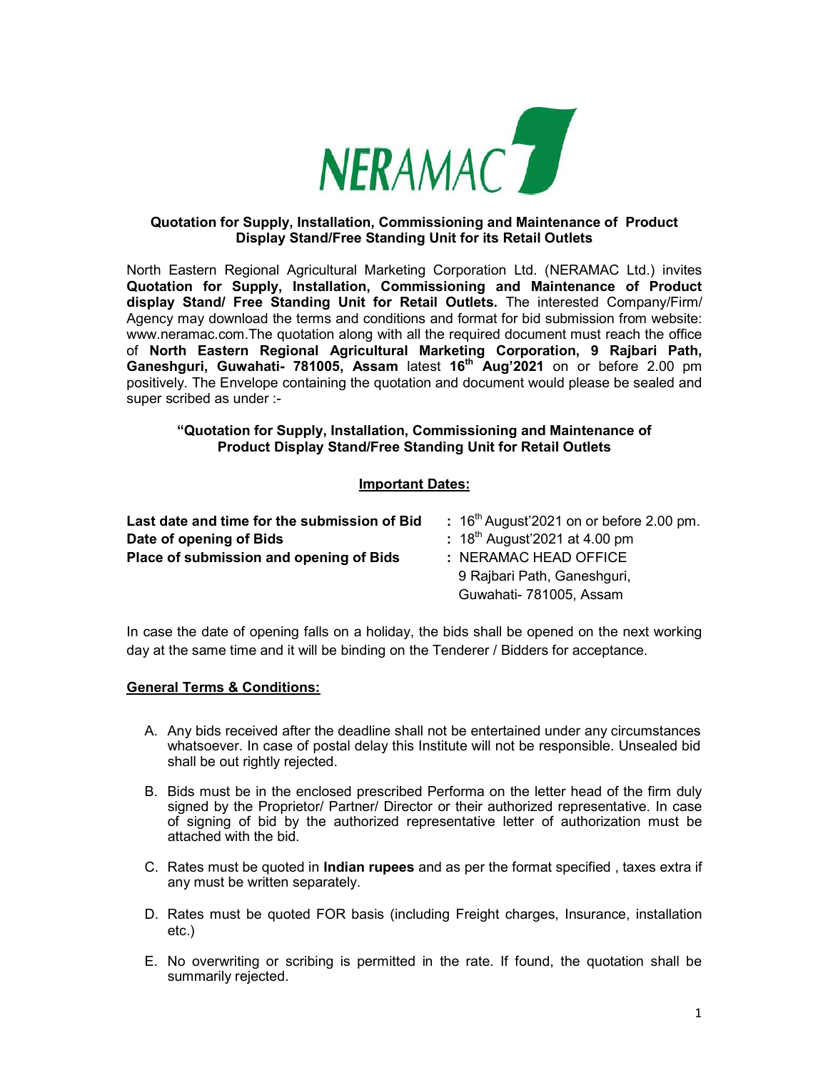NERAMAC

**Quotation for Supply, Installation, Commissioning and Maintenance of Product Display Stand/Free Standing Unit for its Retail Outlets**

North Eastern Regional Agricultural Marketing Corporation Ltd. (NERAMAC Ltd.) invites **Quotation for Supply, Installation, Commissioning and Maintenance of Product display Stand/ Free Standing Unit for Retail Outlets.** The interested Company/Firm/ Agency may download the terms and conditions and format for bid submission from website: www.neramac.com.The quotation along with all the required document must reach the office of **North Eastern Regional Agricultural Marketing Corporation, 9 Rajbari Path, Ganeshguri, Guwahati- 781005, Assam** latest **16th Aug'2021** on or before 2.00 pm positively. The Envelope containing the quotation and document would please be sealed and super scribed as under :-

**"Quotation for Supply, Installation, Commissioning and Maintenance of Product Display Stand/Free Standing Unit for Retail Outlets**

**Important Dates:**

| | |
|---|---|
| **Last date and time for the submission of Bid** | **:** 16th August'2021 on or before 2.00 pm. |
| **Date of opening of Bids** | **:** 18th August'2021 at 4.00 pm |
| **Place of submission and opening of Bids** | **:** NERAMAC HEAD OFFICE<br>9 Rajbari Path, Ganeshguri,<br>Guwahati- 781005, Assam |

In case the date of opening falls on a holiday, the bids shall be opened on the next working day at the same time and it will be binding on the Tenderer / Bidders for acceptance.

**General Terms & Conditions:**

A. Any bids received after the deadline shall not be entertained under any circumstances whatsoever. In case of postal delay this Institute will not be responsible. Unsealed bid shall be out rightly rejected.

B. Bids must be in the enclosed prescribed Performa on the letter head of the firm duly signed by the Proprietor/ Partner/ Director or their authorized representative. In case of signing of bid by the authorized representative letter of authorization must be attached with the bid.

C. Rates must be quoted in **Indian rupees** and as per the format specified , taxes extra if any must be written separately.

D. Rates must be quoted FOR basis (including Freight charges, Insurance, installation etc.)

E. No overwriting or scribing is permitted in the rate. If found, the quotation shall be summarily rejected.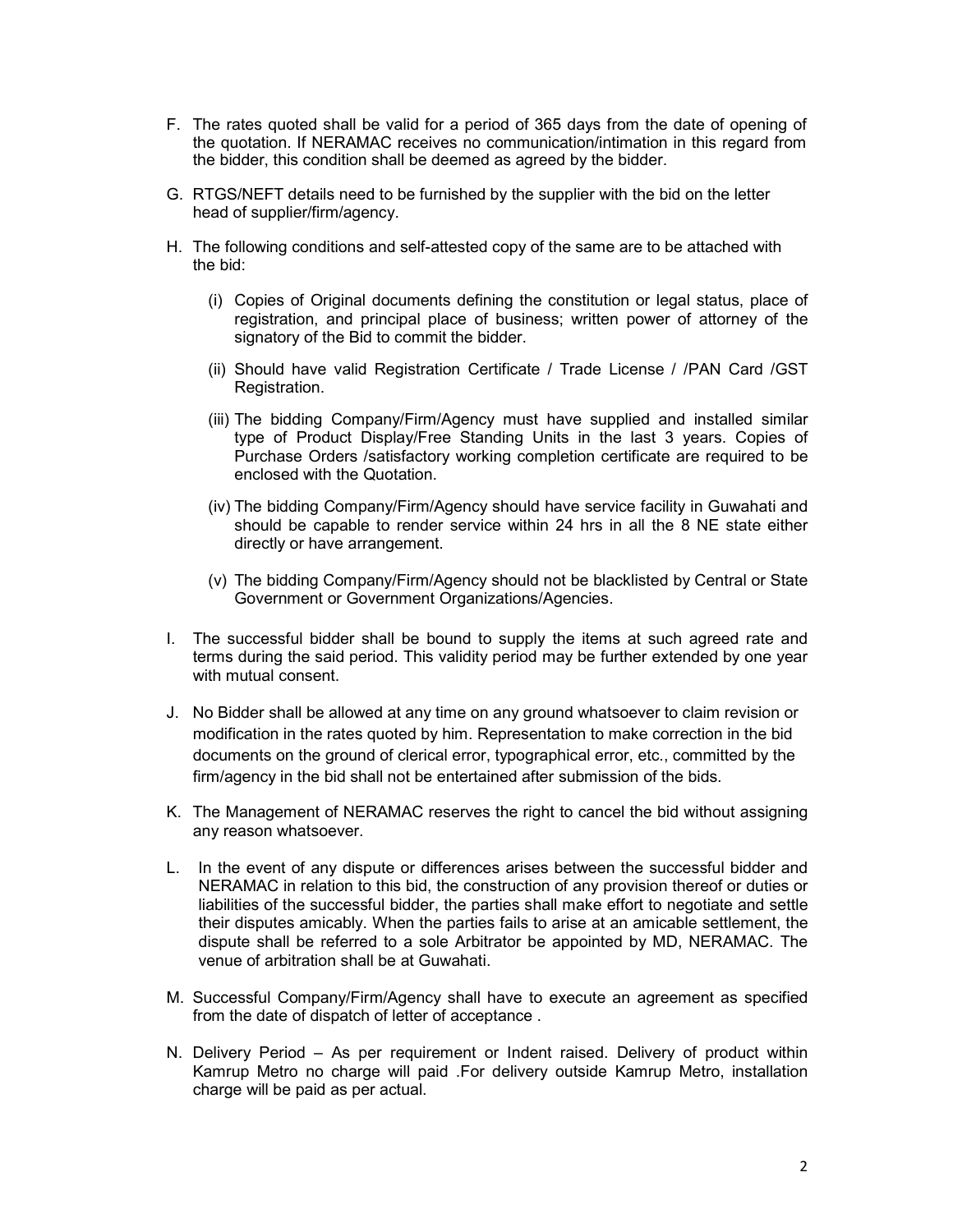F. The rates quoted shall be valid for a period of 365 days from the date of opening of the quotation. If NERAMAC receives no communication/intimation in this regard from the bidder, this condition shall be deemed as agreed by the bidder.

G. RTGS/NEFT details need to be furnished by the supplier with the bid on the letter head of supplier/firm/agency.

H. The following conditions and self-attested copy of the same are to be attached with the bid:

   (i) Copies of Original documents defining the constitution or legal status, place of registration, and principal place of business; written power of attorney of the signatory of the Bid to commit the bidder.

   (ii) Should have valid Registration Certificate / Trade License / /PAN Card /GST Registration.

   (iii) The bidding Company/Firm/Agency must have supplied and installed similar type of Product Display/Free Standing Units in the last 3 years. Copies of Purchase Orders /satisfactory working completion certificate are required to be enclosed with the Quotation.

   (iv) The bidding Company/Firm/Agency should have service facility in Guwahati and should be capable to render service within 24 hrs in all the 8 NE state either directly or have arrangement.

   (v) The bidding Company/Firm/Agency should not be blacklisted by Central or State Government or Government Organizations/Agencies.

I. The successful bidder shall be bound to supply the items at such agreed rate and terms during the said period. This validity period may be further extended by one year with mutual consent.

J. No Bidder shall be allowed at any time on any ground whatsoever to claim revision or modification in the rates quoted by him. Representation to make correction in the bid documents on the ground of clerical error, typographical error, etc., committed by the firm/agency in the bid shall not be entertained after submission of the bids.

K. The Management of NERAMAC reserves the right to cancel the bid without assigning any reason whatsoever.

L. In the event of any dispute or differences arises between the successful bidder and NERAMAC in relation to this bid, the construction of any provision thereof or duties or liabilities of the successful bidder, the parties shall make effort to negotiate and settle their disputes amicably. When the parties fails to arise at an amicable settlement, the dispute shall be referred to a sole Arbitrator be appointed by MD, NERAMAC. The venue of arbitration shall be at Guwahati.

M. Successful Company/Firm/Agency shall have to execute an agreement as specified from the date of dispatch of letter of acceptance .

N. Delivery Period – As per requirement or Indent raised. Delivery of product within Kamrup Metro no charge will paid .For delivery outside Kamrup Metro, installation charge will be paid as per actual.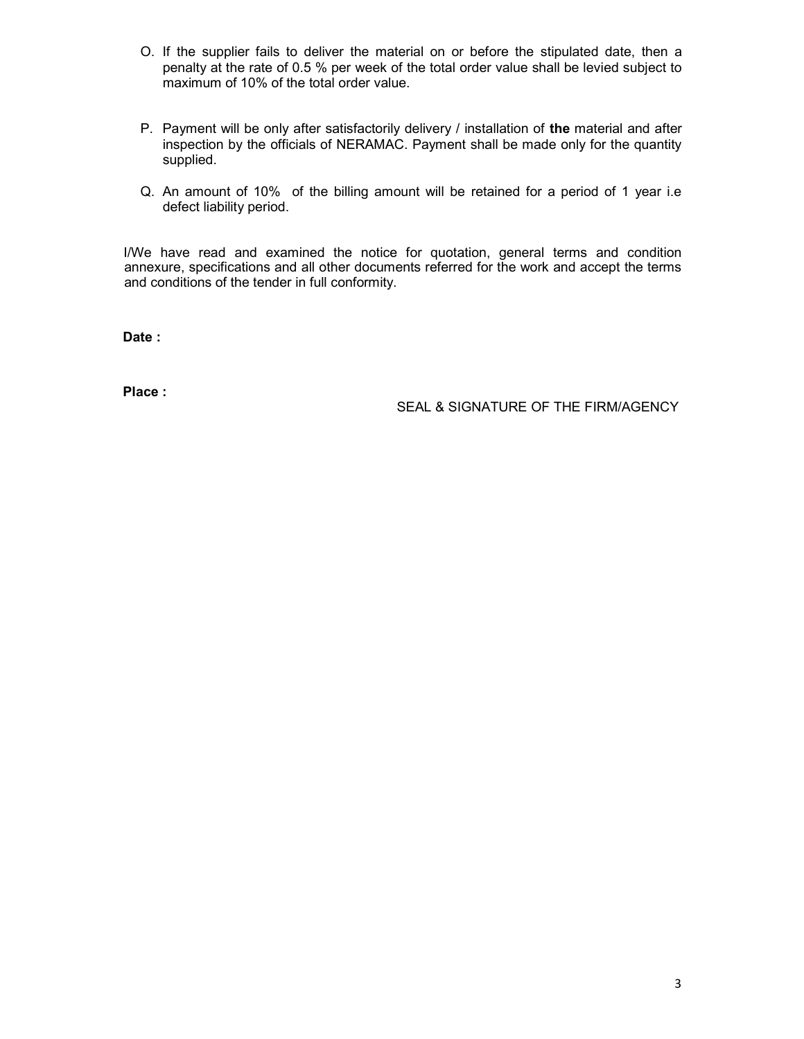O. If the supplier fails to deliver the material on or before the stipulated date, then a penalty at the rate of 0.5 % per week of the total order value shall be levied subject to maximum of 10% of the total order value.

P. Payment will be only after satisfactorily delivery / installation of **the** material and after inspection by the officials of NERAMAC. Payment shall be made only for the quantity supplied.

Q. An amount of 10% of the billing amount will be retained for a period of 1 year i.e defect liability period.

I/We have read and examined the notice for quotation, general terms and condition annexure, specifications and all other documents referred for the work and accept the terms and conditions of the tender in full conformity.

**Date :**

**Place :**

SEAL & SIGNATURE OF THE FIRM/AGENCY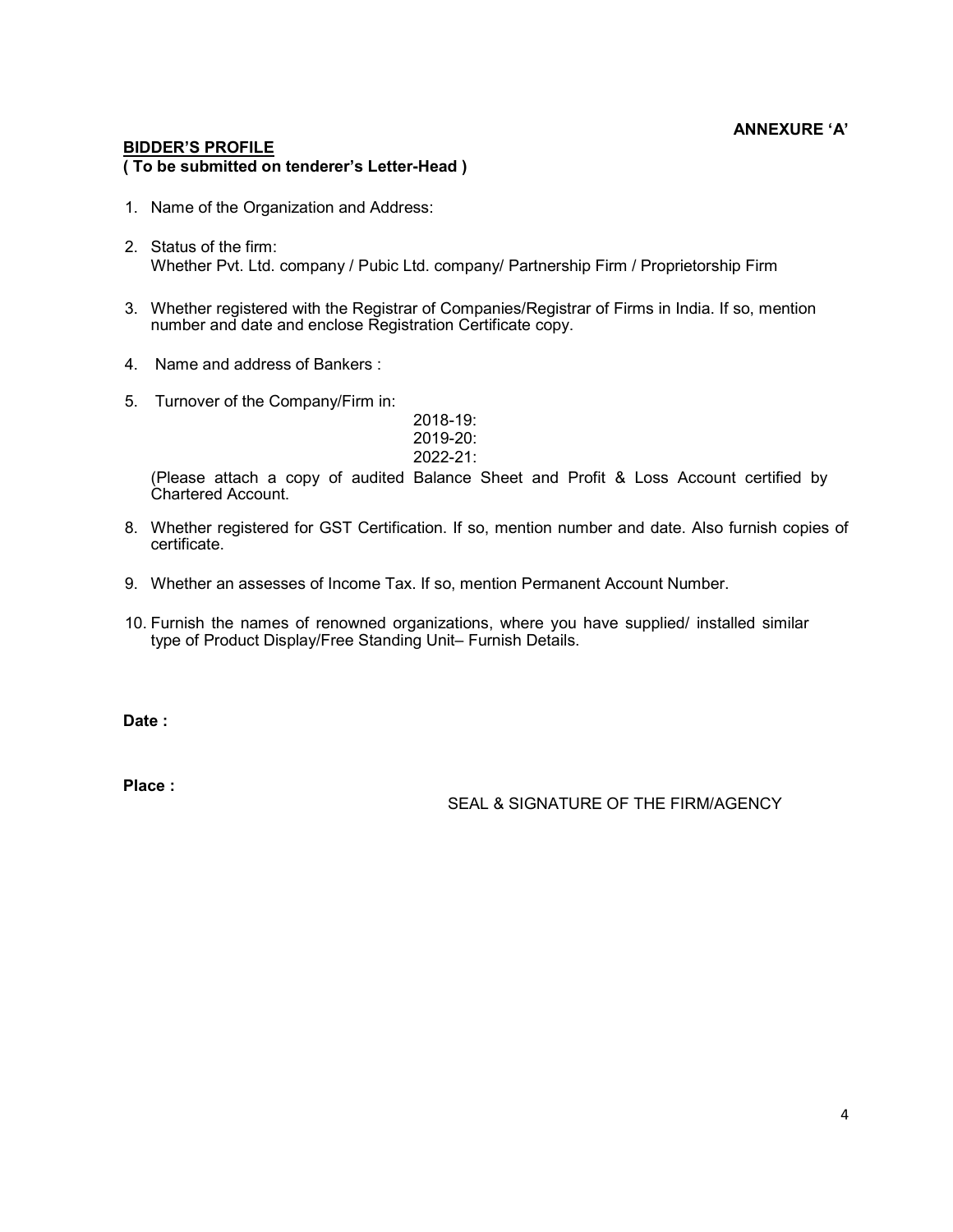**ANNEXURE 'A'**

**BIDDER'S PROFILE**
**( To be submitted on tenderer's Letter-Head )**

1. Name of the Organization and Address:

2. Status of the firm:
   Whether Pvt. Ltd. company / Pubic Ltd. company/ Partnership Firm / Proprietorship Firm

3. Whether registered with the Registrar of Companies/Registrar of Firms in India. If so, mention number and date and enclose Registration Certificate copy.

4. Name and address of Bankers :

5. Turnover of the Company/Firm in:
   2018-19:
   2019-20:
   2022-21:

   (Please attach a copy of audited Balance Sheet and Profit & Loss Account certified by Chartered Account.

8. Whether registered for GST Certification. If so, mention number and date. Also furnish copies of certificate.

9. Whether an assesses of Income Tax. If so, mention Permanent Account Number.

10. Furnish the names of renowned organizations, where you have supplied/ installed similar type of Product Display/Free Standing Unit– Furnish Details.

**Date :**

**Place :**

SEAL & SIGNATURE OF THE FIRM/AGENCY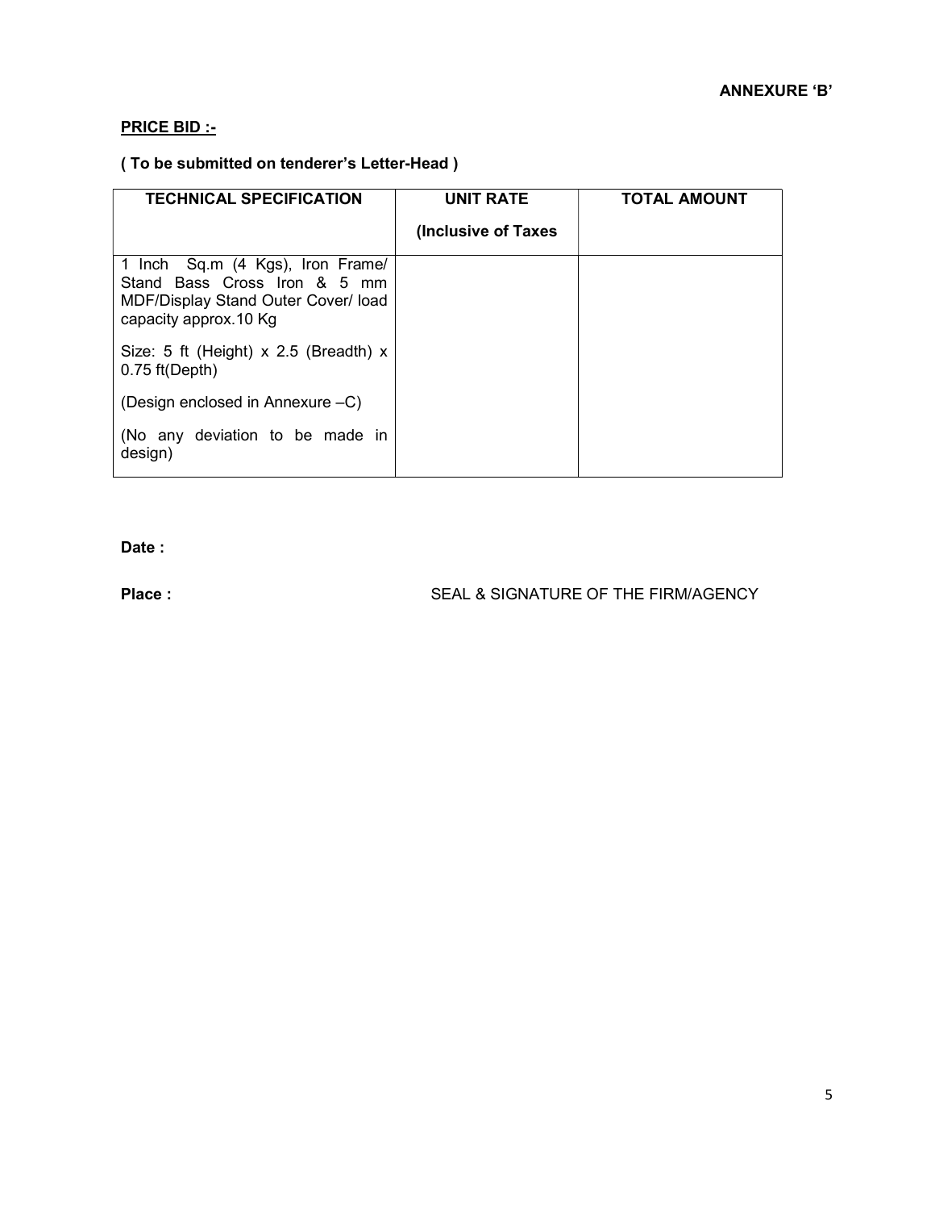**ANNEXURE 'B'**

**PRICE BID :-**

**( To be submitted on tenderer's Letter-Head )**

| **TECHNICAL SPECIFICATION** | **UNIT RATE (Inclusive of Taxes** | **TOTAL AMOUNT** |
|---|---|---|
| 1 Inch Sq.m (4 Kgs), Iron Frame/ Stand Bass Cross Iron & 5 mm MDF/Display Stand Outer Cover/ load capacity approx.10 Kg<br><br>Size: 5 ft (Height) x 2.5 (Breadth) x 0.75 ft(Depth)<br><br>(Design enclosed in Annexure –C)<br><br>(No any deviation to be made in design) | | |

**Date :**

**Place :** SEAL & SIGNATURE OF THE FIRM/AGENCY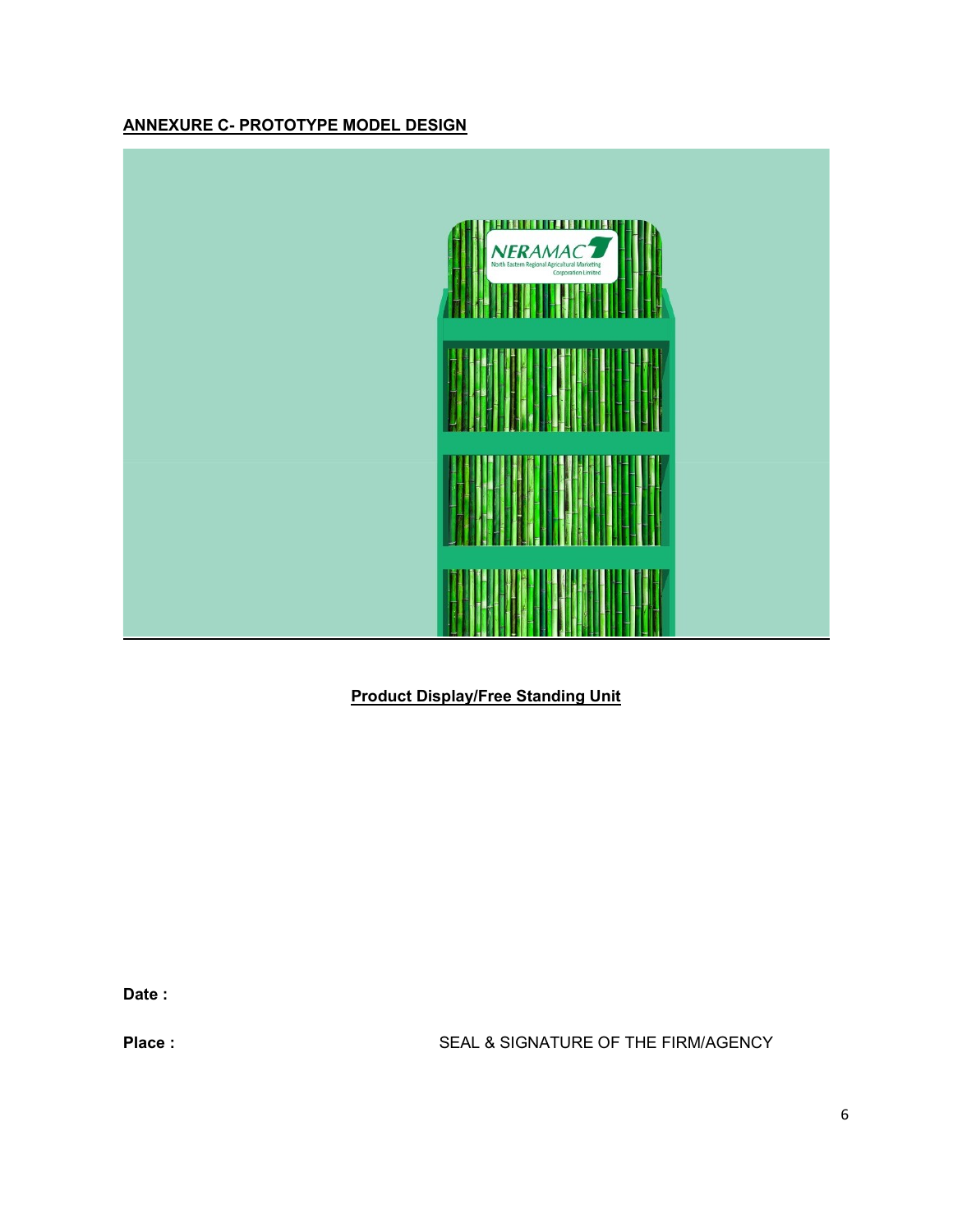**ANNEXURE C- PROTOTYPE MODEL DESIGN**

**Product Display/Free Standing Unit**

**Date :**

**Place :** SEAL & SIGNATURE OF THE FIRM/AGENCY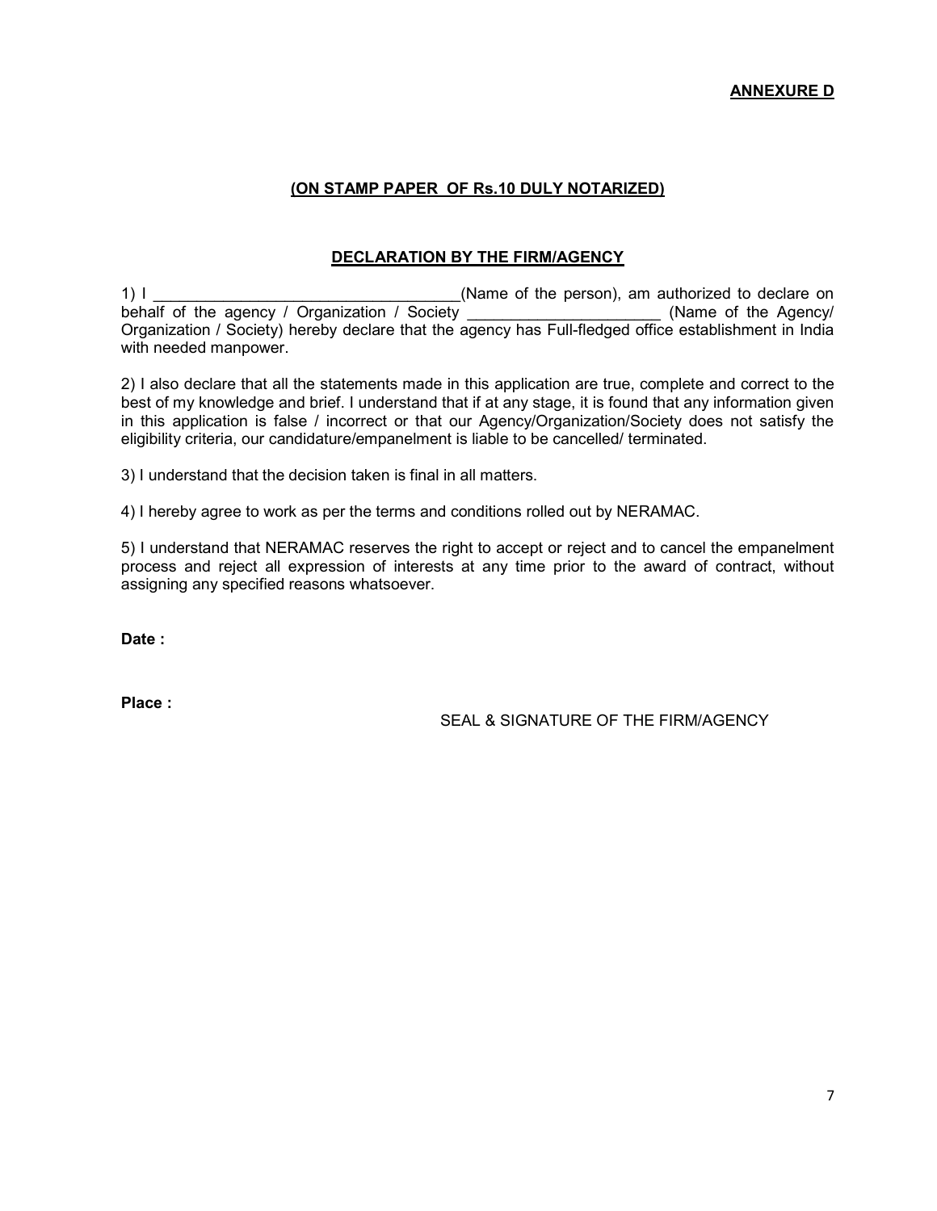**ANNEXURE D**

**(ON STAMP PAPER OF Rs.10 DULY NOTARIZED)**

**DECLARATION BY THE FIRM/AGENCY**

1) I ___________________________________(Name of the person), am authorized to declare on behalf of the agency / Organization / Society ______________________ (Name of the Agency/ Organization / Society) hereby declare that the agency has Full-fledged office establishment in India with needed manpower.

2) I also declare that all the statements made in this application are true, complete and correct to the best of my knowledge and brief. I understand that if at any stage, it is found that any information given in this application is false / incorrect or that our Agency/Organization/Society does not satisfy the eligibility criteria, our candidature/empanelment is liable to be cancelled/ terminated.

3) I understand that the decision taken is final in all matters.

4) I hereby agree to work as per the terms and conditions rolled out by NERAMAC.

5) I understand that NERAMAC reserves the right to accept or reject and to cancel the empanelment process and reject all expression of interests at any time prior to the award of contract, without assigning any specified reasons whatsoever.

**Date :**

**Place :**

SEAL & SIGNATURE OF THE FIRM/AGENCY